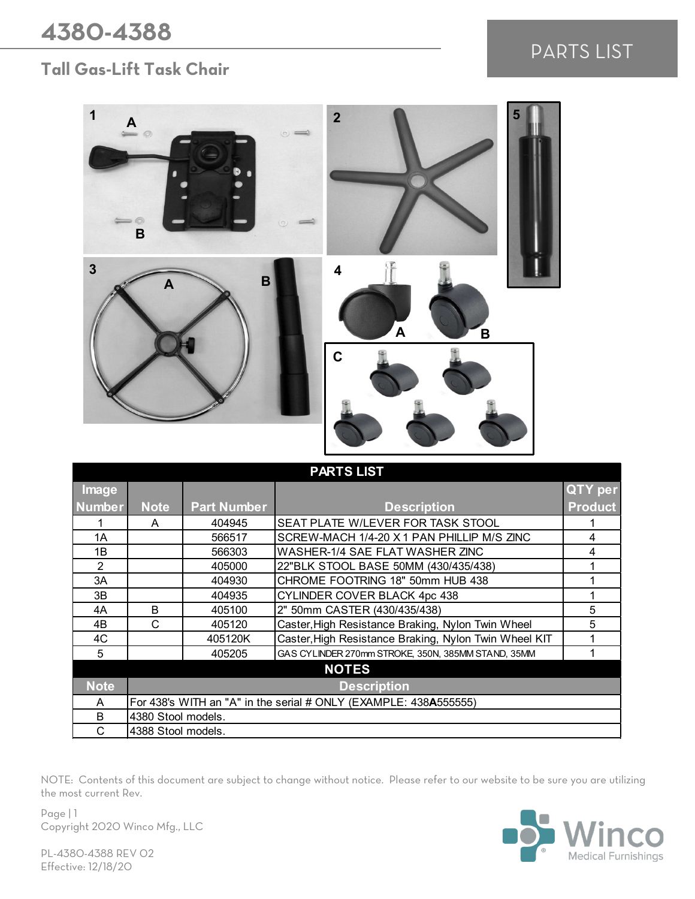# 4380-4388

## Tall Gas-Lift Task Chair

PARTS LIST

| PARTS LIST | | | | |
|---|---|---|---|---|
| Image Number | Note | Part Number | Description | QTY per Product |
| 1 | A | 404945 | SEAT PLATE W/LEVER FOR TASK STOOL | 1 |
| 1A | | 566517 | SCREW-MACH 1/4-20 X 1 PAN PHILLIP M/S ZINC | 4 |
| 1B | | 566303 | WASHER-1/4 SAE FLAT WASHER ZINC | 4 |
| 2 | | 405000 | 22"BLK STOOL BASE 50MM (430/435/438) | 1 |
| 3A | | 404930 | CHROME FOOTRING 18" 50mm HUB 438 | 1 |
| 3B | | 404935 | CYLINDER COVER BLACK 4pc 438 | 1 |
| 4A | B | 405100 | 2" 50mm CASTER (430/435/438) | 5 |
| 4B | C | 405120 | Caster,High Resistance Braking, Nylon Twin Wheel | 5 |
| 4C | | 405120K | Caster,High Resistance Braking, Nylon Twin Wheel KIT | 1 |
| 5 | | 405205 | GAS CYLINDER 270mm STROKE, 350N, 385MM STAND, 35MM | 1 |

| NOTES | |
|---|---|
| Note | Description |
| A | For 438's WITH an "A" in the serial # ONLY (EXAMPLE: 438**A**555555) |
| B | 4380 Stool models. |
| C | 4388 Stool models. |

NOTE: Contents of this document are subject to change without notice. Please refer to our website to be sure you are utilizing the most current Rev.

Copyright 2020 Winco Mfg., LLC

PL-4380-4388 REV 02
Effective: 12/18/20

Winco Medical Furnishings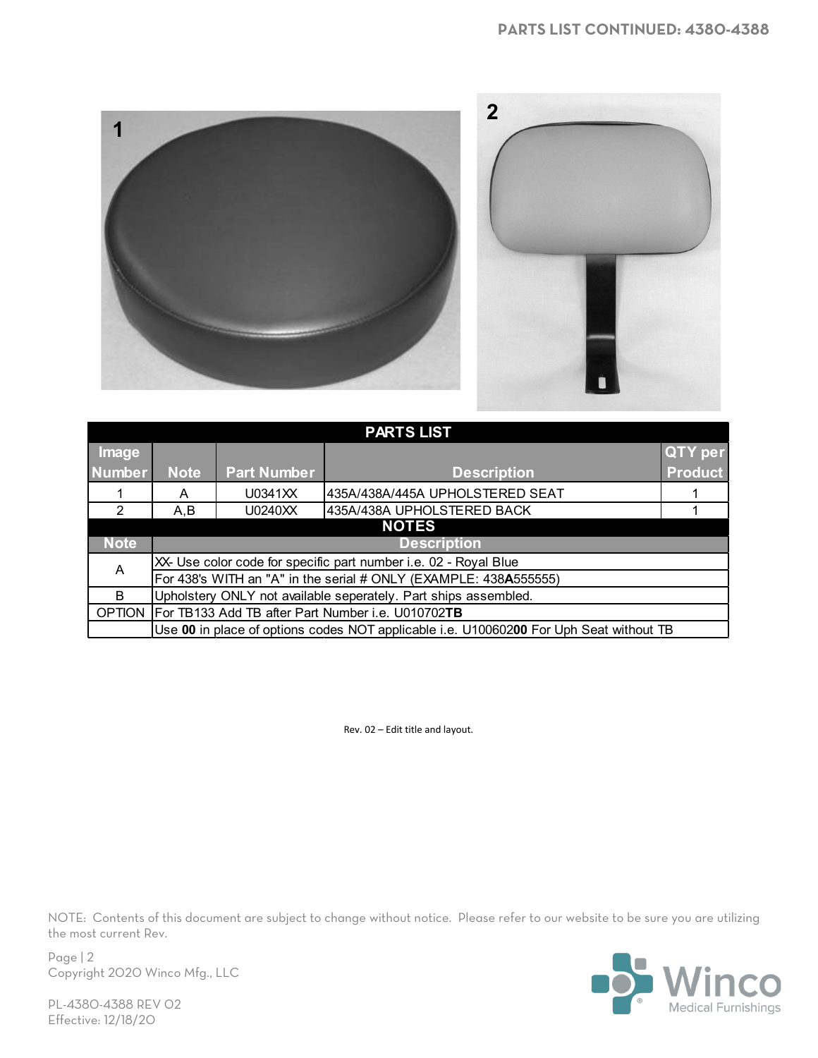1

2

| PARTS LIST | | | | |
|---|---|---|---|---|
| **Image Number** | **Note** | **Part Number** | **Description** | **QTY per Product** |
| 1 | A | U0341XX | 435A/438A/445A UPHOLSTERED SEAT | 1 |
| 2 | A,B | U0240XX | 435A/438A UPHOLSTERED BACK | 1 |

| NOTES | |
|---|---|
| **Note** | **Description** |
| A | XX- Use color code for specific part number i.e. 02 - Royal Blue |
| | For 438's WITH an "A" in the serial # ONLY (EXAMPLE: 438**A**555555) |
| B | Upholstery ONLY not available seperately. Part ships assembled. |
| OPTION | For TB133 Add TB after Part Number i.e. U010702**TB** |
| | Use **00** in place of options codes NOT applicable i.e. U100602**00** For Uph Seat without TB |

Rev. 02 – Edit title and layout.

NOTE: Contents of this document are subject to change without notice. Please refer to our website to be sure you are utilizing the most current Rev.

Copyright 2020 Winco Mfg., LLC

PL-4380-4388 REV 02
Effective: 12/18/20

Winco Medical Furnishings